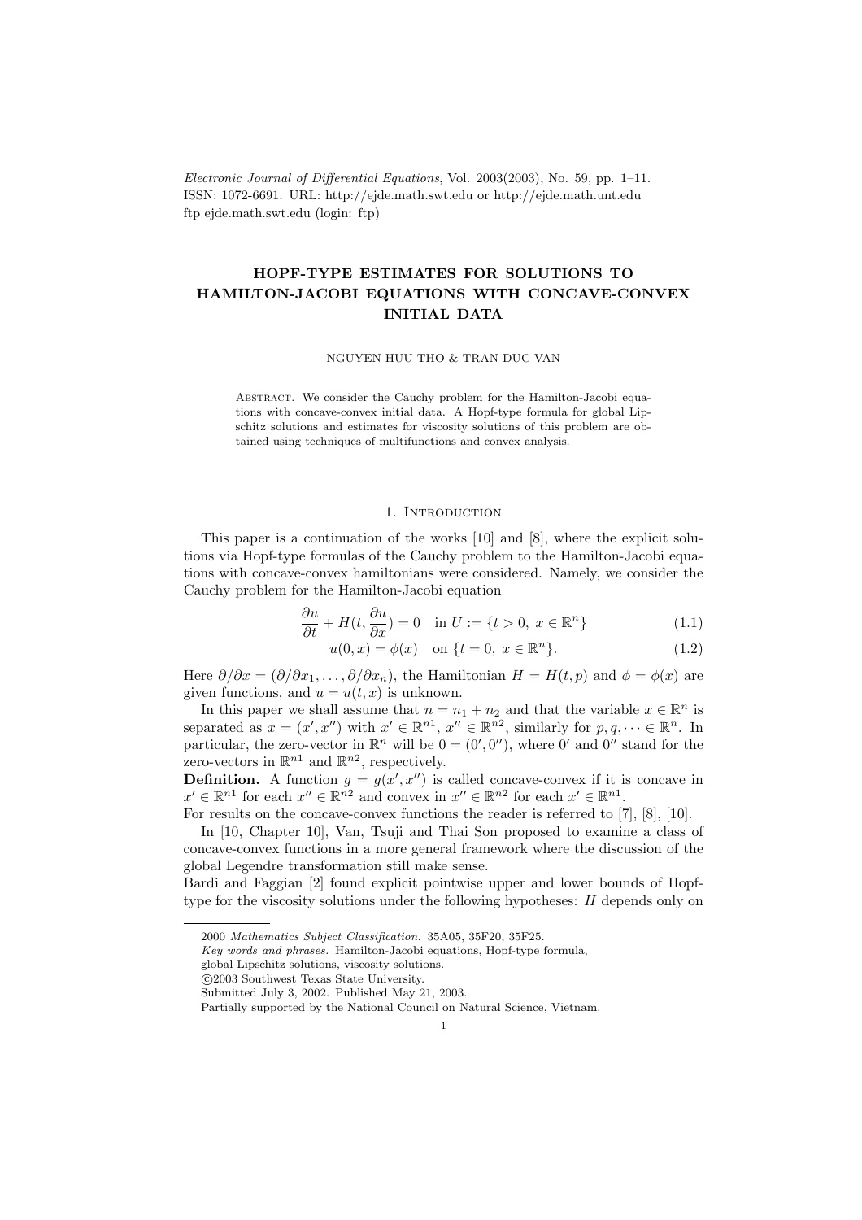*Electronic Journal of Differential Equations*, Vol. 2003(2003), No. 59, pp. 1–11.
ISSN: 1072-6691. URL: http://ejde.math.swt.edu or http://ejde.math.unt.edu
ftp ejde.math.swt.edu (login: ftp)

# HOPF-TYPE ESTIMATES FOR SOLUTIONS TO HAMILTON-JACOBI EQUATIONS WITH CONCAVE-CONVEX INITIAL DATA

NGUYEN HUU THO & TRAN DUC VAN

Abstract. We consider the Cauchy problem for the Hamilton-Jacobi equations with concave-convex initial data. A Hopf-type formula for global Lipschitz solutions and estimates for viscosity solutions of this problem are obtained using techniques of multifunctions and convex analysis.

## 1. Introduction

This paper is a continuation of the works [10] and [8], where the explicit solutions via Hopf-type formulas of the Cauchy problem to the Hamilton-Jacobi equations with concave-convex hamiltonians were considered. Namely, we consider the Cauchy problem for the Hamilton-Jacobi equation

$$\frac{\partial u}{\partial t} + H(t, \frac{\partial u}{\partial x}) = 0 \quad \text{in } U := \{t > 0,\ x \in \mathbb{R}^n\} \tag{1.1}$$

$$u(0, x) = \phi(x) \quad \text{on } \{t = 0,\ x \in \mathbb{R}^n\}. \tag{1.2}$$

Here $\partial/\partial x = (\partial/\partial x_1, \dots, \partial/\partial x_n)$, the Hamiltonian $H = H(t, p)$ and $\phi = \phi(x)$ are given functions, and $u = u(t, x)$ is unknown.

In this paper we shall assume that $n = n_1 + n_2$ and that the variable $x \in \mathbb{R}^n$ is separated as $x = (x', x'')$ with $x' \in \mathbb{R}^{n1}$, $x'' \in \mathbb{R}^{n2}$, similarly for $p, q, \dots \in \mathbb{R}^n$. In particular, the zero-vector in $\mathbb{R}^n$ will be $0 = (0', 0'')$, where $0'$ and $0''$ stand for the zero-vectors in $\mathbb{R}^{n1}$ and $\mathbb{R}^{n2}$, respectively.

**Definition.** A function $g = g(x', x'')$ is called concave-convex if it is concave in $x' \in \mathbb{R}^{n1}$ for each $x'' \in \mathbb{R}^{n2}$ and convex in $x'' \in \mathbb{R}^{n2}$ for each $x' \in \mathbb{R}^{n1}$.
For results on the concave-convex functions the reader is referred to [7], [8], [10].

In [10, Chapter 10], Van, Tsuji and Thai Son proposed to examine a class of concave-convex functions in a more general framework where the discussion of the global Legendre transformation still make sense.
Bardi and Faggian [2] found explicit pointwise upper and lower bounds of Hopf-type for the viscosity solutions under the following hypotheses: $H$ depends only on

---

2000 *Mathematics Subject Classification.* 35A05, 35F20, 35F25.
*Key words and phrases.* Hamilton-Jacobi equations, Hopf-type formula, global Lipschitz solutions, viscosity solutions.
©2003 Southwest Texas State University.
Submitted July 3, 2002. Published May 21, 2003.
Partially supported by the National Council on Natural Science, Vietnam.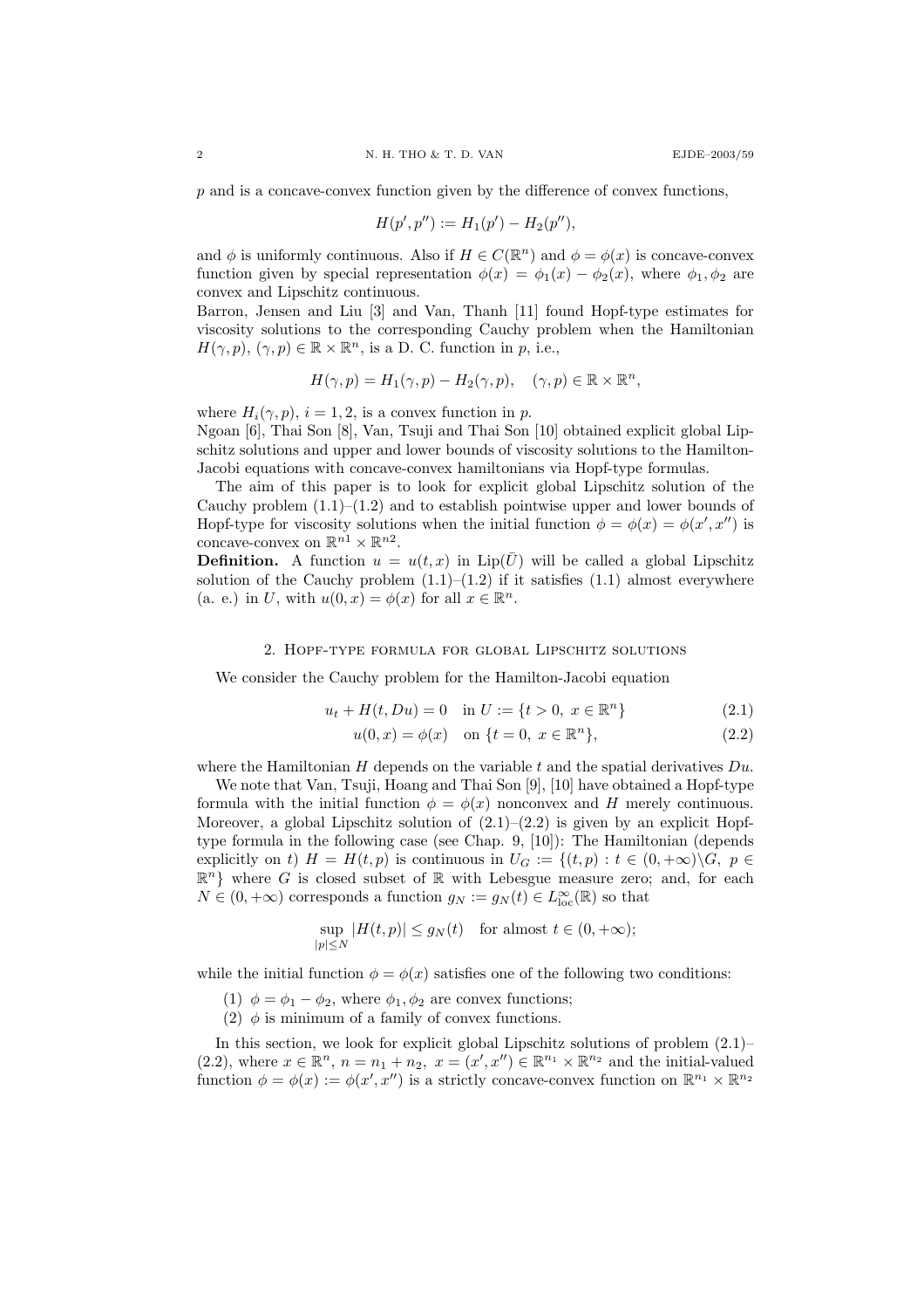$p$ and is a concave-convex function given by the difference of convex functions,

$$H(p', p'') := H_1(p') - H_2(p''),$$

and $\phi$ is uniformly continuous. Also if $H \in C(\mathbb{R}^n)$ and $\phi = \phi(x)$ is concave-convex function given by special representation $\phi(x) = \phi_1(x) - \phi_2(x)$, where $\phi_1, \phi_2$ are convex and Lipschitz continuous.

Barron, Jensen and Liu [3] and Van, Thanh [11] found Hopf-type estimates for viscosity solutions to the corresponding Cauchy problem when the Hamiltonian $H(\gamma, p)$, $(\gamma, p) \in \mathbb{R} \times \mathbb{R}^n$, is a D. C. function in $p$, i.e.,

$$H(\gamma, p) = H_1(\gamma, p) - H_2(\gamma, p), \quad (\gamma, p) \in \mathbb{R} \times \mathbb{R}^n,$$

where $H_i(\gamma, p)$, $i = 1, 2$, is a convex function in $p$.

Ngoan [6], Thai Son [8], Van, Tsuji and Thai Son [10] obtained explicit global Lipschitz solutions and upper and lower bounds of viscosity solutions to the Hamilton-Jacobi equations with concave-convex hamiltonians via Hopf-type formulas.

The aim of this paper is to look for explicit global Lipschitz solution of the Cauchy problem (1.1)–(1.2) and to establish pointwise upper and lower bounds of Hopf-type for viscosity solutions when the initial function $\phi = \phi(x) = \phi(x', x'')$ is concave-convex on $\mathbb{R}^{n1} \times \mathbb{R}^{n2}$.

**Definition.** A function $u = u(t, x)$ in $\mathrm{Lip}(\bar{U})$ will be called a global Lipschitz solution of the Cauchy problem (1.1)–(1.2) if it satisfies (1.1) almost everywhere (a. e.) in $U$, with $u(0, x) = \phi(x)$ for all $x \in \mathbb{R}^n$.

## 2. Hopf-type formula for global Lipschitz solutions

We consider the Cauchy problem for the Hamilton-Jacobi equation

$$u_t + H(t, Du) = 0 \quad \text{in } U := \{t > 0,\ x \in \mathbb{R}^n\} \tag{2.1}$$

$$u(0, x) = \phi(x) \quad \text{on } \{t = 0,\ x \in \mathbb{R}^n\}, \tag{2.2}$$

where the Hamiltonian $H$ depends on the variable $t$ and the spatial derivatives $Du$.

We note that Van, Tsuji, Hoang and Thai Son [9], [10] have obtained a Hopf-type formula with the initial function $\phi = \phi(x)$ nonconvex and $H$ merely continuous. Moreover, a global Lipschitz solution of (2.1)–(2.2) is given by an explicit Hopf-type formula in the following case (see Chap. 9, [10]): The Hamiltonian (depends explicitly on $t$) $H = H(t, p)$ is continuous in $U_G := \{(t, p) : t \in (0, +\infty)\backslash G,\ p \in \mathbb{R}^n\}$ where $G$ is closed subset of $\mathbb{R}$ with Lebesgue measure zero; and, for each $N \in (0, +\infty)$ corresponds a function $g_N := g_N(t) \in L^\infty_{\mathrm{loc}}(\mathbb{R})$ so that

$$\sup_{|p| \le N} |H(t, p)| \le g_N(t) \quad \text{for almost } t \in (0, +\infty);$$

while the initial function $\phi = \phi(x)$ satisfies one of the following two conditions:

(1) $\phi = \phi_1 - \phi_2$, where $\phi_1, \phi_2$ are convex functions;
(2) $\phi$ is minimum of a family of convex functions.

In this section, we look for explicit global Lipschitz solutions of problem (2.1)–(2.2), where $x \in \mathbb{R}^n$, $n = n_1 + n_2$, $x = (x', x'') \in \mathbb{R}^{n_1} \times \mathbb{R}^{n_2}$ and the initial-valued function $\phi = \phi(x) := \phi(x', x'')$ is a strictly concave-convex function on $\mathbb{R}^{n_1} \times \mathbb{R}^{n_2}$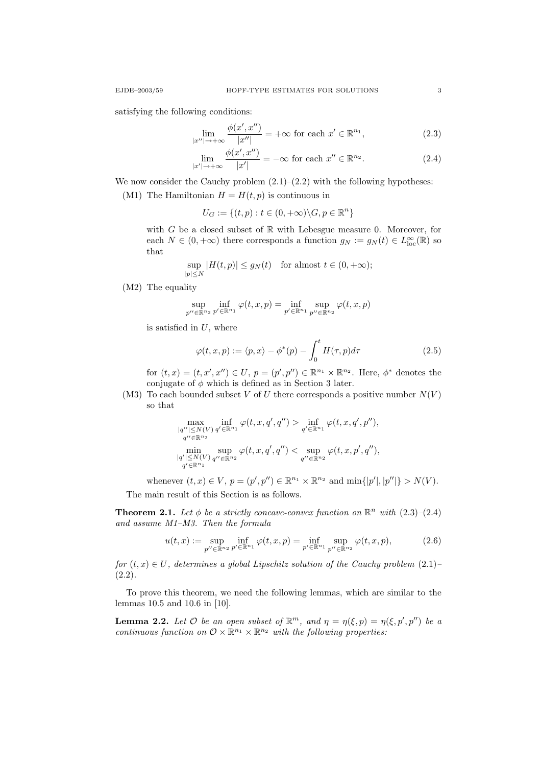satisfying the following conditions:

$$\lim_{|x''|\to+\infty} \frac{\phi(x',x'')}{|x''|} = +\infty \text{ for each } x' \in \mathbb{R}^{n_1}, \tag{2.3}$$

$$\lim_{|x'|\to+\infty} \frac{\phi(x',x'')}{|x'|} = -\infty \text{ for each } x'' \in \mathbb{R}^{n_2}. \tag{2.4}$$

We now consider the Cauchy problem (2.1)–(2.2) with the following hypotheses:

(M1) The Hamiltonian $H = H(t,p)$ is continuous in

$$U_G := \{(t,p) : t \in (0,+\infty)\backslash G, p \in \mathbb{R}^n\}$$

with $G$ be a closed subset of $\mathbb{R}$ with Lebesgue measure 0. Moreover, for each $N \in (0,+\infty)$ there corresponds a function $g_N := g_N(t) \in L^\infty_{\rm loc}(\mathbb{R})$ so that

$$\sup_{|p|\le N} |H(t,p)| \le g_N(t) \quad \text{for almost } t \in (0,+\infty);$$

(M2) The equality

$$\sup_{p''\in\mathbb{R}^{n_2}} \inf_{p'\in\mathbb{R}^{n_1}} \varphi(t,x,p) = \inf_{p'\in\mathbb{R}^{n_1}} \sup_{p''\in\mathbb{R}^{n_2}} \varphi(t,x,p)$$

is satisfied in $U$, where

$$\varphi(t,x,p) := \langle p,x\rangle - \phi^*(p) - \int_0^t H(\tau,p)d\tau \tag{2.5}$$

for $(t,x) = (t,x',x'') \in U$, $p = (p',p'') \in \mathbb{R}^{n_1} \times \mathbb{R}^{n_2}$. Here, $\phi^*$ denotes the conjugate of $\phi$ which is defined as in Section 3 later.

(M3) To each bounded subset $V$ of $U$ there corresponds a positive number $N(V)$ so that

$$\max_{\substack{|q''|\le N(V)\\ q''\in\mathbb{R}^{n_2}}} \inf_{q'\in\mathbb{R}^{n_1}} \varphi(t,x,q',q'') > \inf_{q'\in\mathbb{R}^{n_1}} \varphi(t,x,q',p''),$$

$$\min_{\substack{|q'|\le N(V)\\ q'\in\mathbb{R}^{n_1}}} \sup_{q''\in\mathbb{R}^{n_2}} \varphi(t,x,q',q'') < \sup_{q''\in\mathbb{R}^{n_2}} \varphi(t,x,p',q''),$$

whenever $(t,x) \in V$, $p = (p',p'') \in \mathbb{R}^{n_1} \times \mathbb{R}^{n_2}$ and $\min\{|p'|,|p''|\} > N(V)$.

The main result of this Section is as follows.

**Theorem 2.1.** *Let $\phi$ be a strictly concave-convex function on $\mathbb{R}^n$ with (2.3)–(2.4) and assume M1–M3. Then the formula*

$$u(t,x) := \sup_{p''\in\mathbb{R}^{n_2}} \inf_{p'\in\mathbb{R}^{n_1}} \varphi(t,x,p) = \inf_{p'\in\mathbb{R}^{n_1}} \sup_{p''\in\mathbb{R}^{n_2}} \varphi(t,x,p), \tag{2.6}$$

*for $(t,x) \in U$, determines a global Lipschitz solution of the Cauchy problem (2.1)–(2.2).*

To prove this theorem, we need the following lemmas, which are similar to the lemmas 10.5 and 10.6 in [10].

**Lemma 2.2.** *Let $\mathcal{O}$ be an open subset of $\mathbb{R}^m$, and $\eta = \eta(\xi,p) = \eta(\xi,p',p'')$ be a continuous function on $\mathcal{O} \times \mathbb{R}^{n_1} \times \mathbb{R}^{n_2}$ with the following properties:*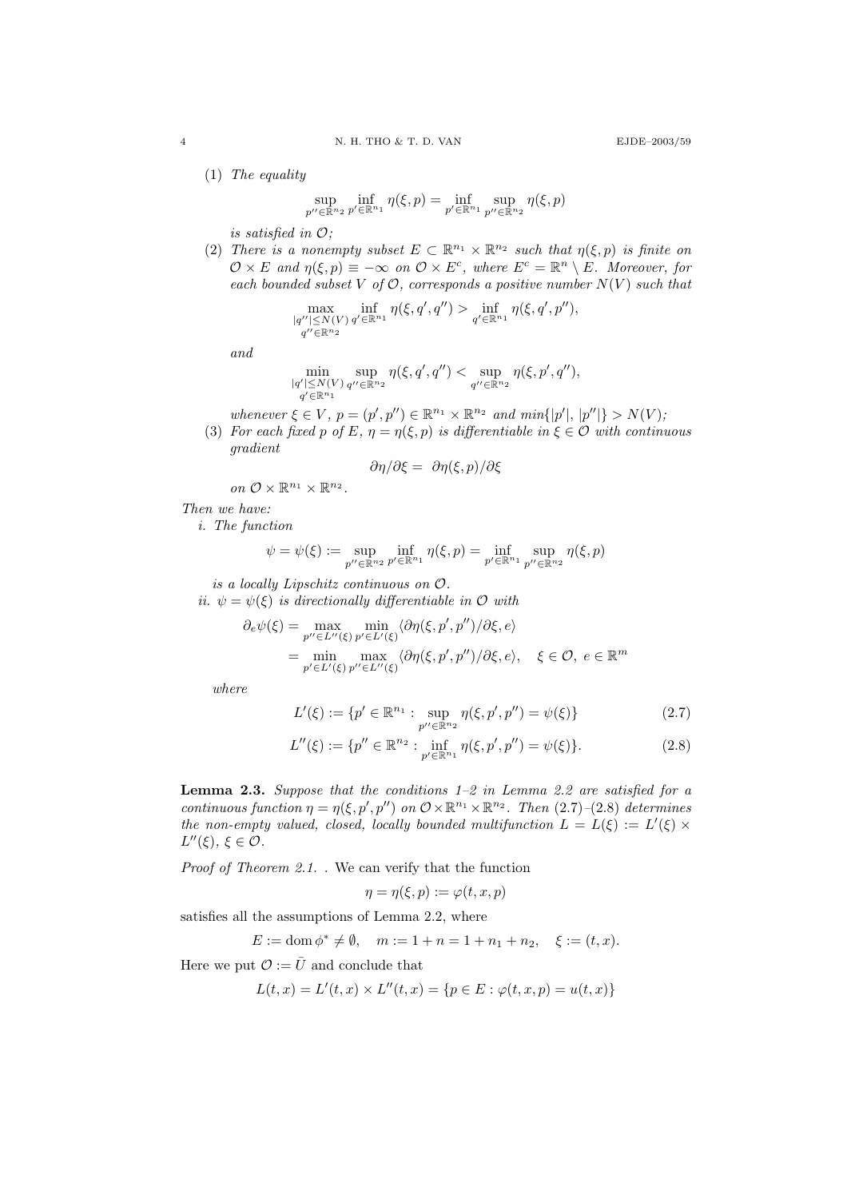(1) *The equality*

$$\sup_{p'' \in \mathbb{R}^{n_2}} \inf_{p' \in \mathbb{R}^{n_1}} \eta(\xi, p) = \inf_{p' \in \mathbb{R}^{n_1}} \sup_{p'' \in \mathbb{R}^{n_2}} \eta(\xi, p)$$

*is satisfied in* $\mathcal{O}$*;*

(2) *There is a nonempty subset* $E \subset \mathbb{R}^{n_1} \times \mathbb{R}^{n_2}$ *such that* $\eta(\xi, p)$ *is finite on* $\mathcal{O} \times E$ *and* $\eta(\xi, p) \equiv -\infty$ *on* $\mathcal{O} \times E^c$*, where* $E^c = \mathbb{R}^n \setminus E$*. Moreover, for each bounded subset* $V$ *of* $\mathcal{O}$*, corresponds a positive number* $N(V)$ *such that*

$$\max_{\substack{|q''| \leq N(V) \\ q'' \in \mathbb{R}^{n_2}}} \inf_{q' \in \mathbb{R}^{n_1}} \eta(\xi, q', q'') > \inf_{q' \in \mathbb{R}^{n_1}} \eta(\xi, q', p''),$$

*and*

$$\min_{\substack{|q'| \leq N(V) \\ q' \in \mathbb{R}^{n_1}}} \sup_{q'' \in \mathbb{R}^{n_2}} \eta(\xi, q', q'') < \sup_{q'' \in \mathbb{R}^{n_2}} \eta(\xi, p', q''),$$

*whenever* $\xi \in V$*,* $p = (p', p'') \in \mathbb{R}^{n_1} \times \mathbb{R}^{n_2}$ *and* $min\{|p'|, |p''|\} > N(V)$*;*

(3) *For each fixed* $p$ *of* $E$*,* $\eta = \eta(\xi, p)$ *is differentiable in* $\xi \in \mathcal{O}$ *with continuous gradient*

$$\partial\eta/\partial\xi = \partial\eta(\xi, p)/\partial\xi$$

*on* $\mathcal{O} \times \mathbb{R}^{n_1} \times \mathbb{R}^{n_2}$*.*

*Then we have:*

i. *The function*

$$\psi = \psi(\xi) := \sup_{p'' \in \mathbb{R}^{n_2}} \inf_{p' \in \mathbb{R}^{n_1}} \eta(\xi, p) = \inf_{p' \in \mathbb{R}^{n_1}} \sup_{p'' \in \mathbb{R}^{n_2}} \eta(\xi, p)$$

*is a locally Lipschitz continuous on* $\mathcal{O}$*.*

ii. $\psi = \psi(\xi)$ *is directionally differentiable in* $\mathcal{O}$ *with*

$$\begin{aligned}
\partial_e \psi(\xi) &= \max_{p'' \in L''(\xi)} \min_{p' \in L'(\xi)} \langle \partial\eta(\xi, p', p'')/\partial\xi, e\rangle \\
&= \min_{p' \in L'(\xi)} \max_{p'' \in L''(\xi)} \langle \partial\eta(\xi, p', p'')/\partial\xi, e\rangle, \quad \xi \in \mathcal{O},\ e \in \mathbb{R}^m
\end{aligned}$$

*where*

$$L'(\xi) := \{p' \in \mathbb{R}^{n_1} : \sup_{p'' \in \mathbb{R}^{n_2}} \eta(\xi, p', p'') = \psi(\xi)\} \tag{2.7}$$

$$L''(\xi) := \{p'' \in \mathbb{R}^{n_2} : \inf_{p' \in \mathbb{R}^{n_1}} \eta(\xi, p', p'') = \psi(\xi)\}. \tag{2.8}$$

**Lemma 2.3.** *Suppose that the conditions 1–2 in Lemma 2.2 are satisfied for a continuous function* $\eta = \eta(\xi, p', p'')$ *on* $\mathcal{O} \times \mathbb{R}^{n_1} \times \mathbb{R}^{n_2}$*. Then (2.7)–(2.8) determines the non-empty valued, closed, locally bounded multifunction* $L = L(\xi) := L'(\xi) \times L''(\xi)$*,* $\xi \in \mathcal{O}$*.*

*Proof of Theorem 2.1.* . We can verify that the function

$$\eta = \eta(\xi, p) := \varphi(t, x, p)$$

satisfies all the assumptions of Lemma 2.2, where

$$E := \operatorname{dom} \phi^* \neq \emptyset, \quad m := 1 + n = 1 + n_1 + n_2, \quad \xi := (t, x).$$

Here we put $\mathcal{O} := \bar{U}$ and conclude that

$$L(t, x) = L'(t, x) \times L''(t, x) = \{p \in E : \varphi(t, x, p) = u(t, x)\}$$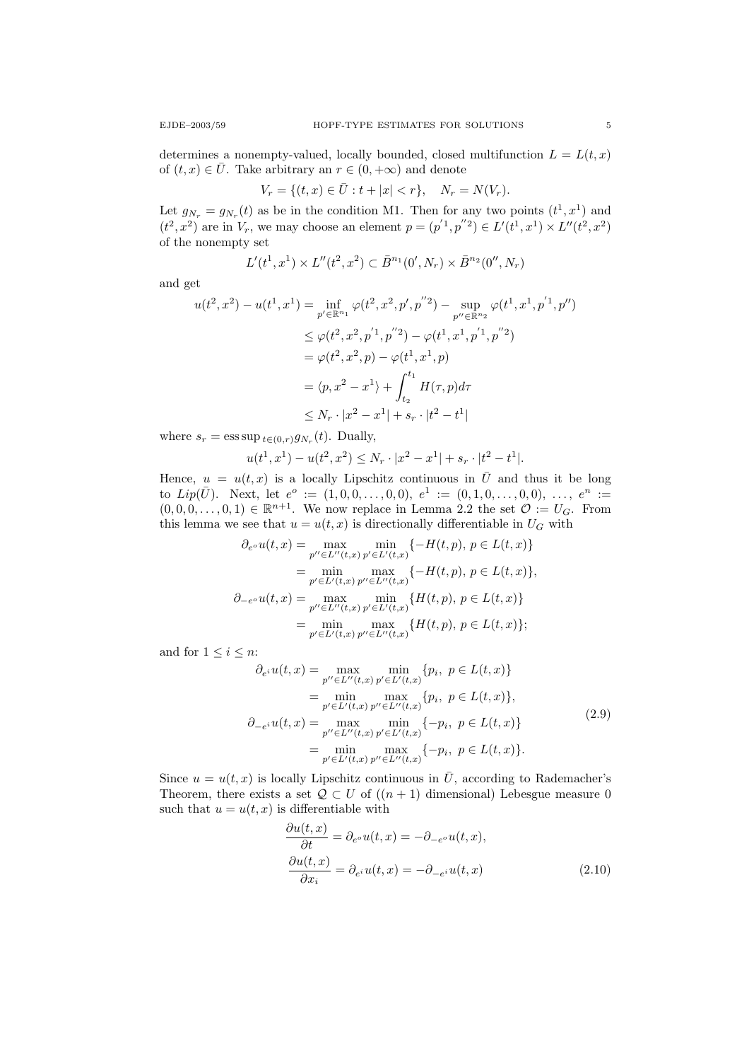determines a nonempty-valued, locally bounded, closed multifunction $L = L(t, x)$ of $(t, x) \in \bar{U}$. Take arbitrary an $r \in (0, +\infty)$ and denote

$$V_r = \{(t, x) \in \bar{U} : t + |x| < r\}, \quad N_r = N(V_r).$$

Let $g_{N_r} = g_{N_r}(t)$ as be in the condition M1. Then for any two points $(t^1, x^1)$ and $(t^2, x^2)$ are in $V_r$, we may choose an element $p = (p^{'1}, p^{''2}) \in L'(t^1, x^1) \times L''(t^2, x^2)$ of the nonempty set

$$L'(t^1, x^1) \times L''(t^2, x^2) \subset \bar{B}^{n_1}(0', N_r) \times \bar{B}^{n_2}(0'', N_r)$$

and get

$$\begin{aligned}
u(t^2, x^2) - u(t^1, x^1) &= \inf_{p' \in \mathbb{R}^{n_1}} \varphi(t^2, x^2, p', p^{''2}) - \sup_{p'' \in \mathbb{R}^{n_2}} \varphi(t^1, x^1, p^{'1}, p'') \\
&\le \varphi(t^2, x^2, p^{'1}, p^{''2}) - \varphi(t^1, x^1, p^{'1}, p^{''2}) \\
&= \varphi(t^2, x^2, p) - \varphi(t^1, x^1, p) \\
&= \langle p, x^2 - x^1 \rangle + \int_{t_2}^{t_1} H(\tau, p) d\tau \\
&\le N_r \cdot |x^2 - x^1| + s_r \cdot |t^2 - t^1|
\end{aligned}$$

where $s_r = \operatorname{ess\,sup}_{t \in (0,r)} g_{N_r}(t)$. Dually,

$$u(t^1, x^1) - u(t^2, x^2) \le N_r \cdot |x^2 - x^1| + s_r \cdot |t^2 - t^1|.$$

Hence, $u = u(t, x)$ is a locally Lipschitz continuous in $\bar{U}$ and thus it be long to $Lip(\bar{U})$. Next, let $e^o := (1, 0, 0, \dots, 0, 0)$, $e^1 := (0, 1, 0, \dots, 0, 0)$, $\dots$, $e^n := (0, 0, 0, \dots, 0, 1) \in \mathbb{R}^{n+1}$. We now replace in Lemma 2.2 the set $\mathcal{O} := U_G$. From this lemma we see that $u = u(t, x)$ is directionally differentiable in $U_G$ with

$$\begin{aligned}
\partial_{e^o} u(t, x) &= \max_{p'' \in L''(t,x)} \min_{p' \in L'(t,x)} \{-H(t, p),\, p \in L(t, x)\} \\
&= \min_{p' \in L'(t,x)} \max_{p'' \in L''(t,x)} \{-H(t, p),\, p \in L(t, x)\}, \\
\partial_{-e^o} u(t, x) &= \max_{p'' \in L''(t,x)} \min_{p' \in L'(t,x)} \{H(t, p),\, p \in L(t, x)\} \\
&= \min_{p' \in L'(t,x)} \max_{p'' \in L''(t,x)} \{H(t, p),\, p \in L(t, x)\};
\end{aligned}$$

and for $1 \le i \le n$:

$$\begin{aligned}
\partial_{e^i} u(t, x) &= \max_{p'' \in L''(t,x)} \min_{p' \in L'(t,x)} \{p_i,\; p \in L(t, x)\} \\
&= \min_{p' \in L'(t,x)} \max_{p'' \in L''(t,x)} \{p_i,\; p \in L(t, x)\}, \\
\partial_{-e^i} u(t, x) &= \max_{p'' \in L''(t,x)} \min_{p' \in L'(t,x)} \{-p_i,\; p \in L(t, x)\} \\
&= \min_{p' \in L'(t,x)} \max_{p'' \in L''(t,x)} \{-p_i,\; p \in L(t, x)\}.
\end{aligned} \tag{2.9}$$

Since $u = u(t, x)$ is locally Lipschitz continuous in $\bar{U}$, according to Rademacher's Theorem, there exists a set $\mathcal{Q} \subset U$ of ($(n+1)$ dimensional) Lebesgue measure 0 such that $u = u(t, x)$ is differentiable with

$$\begin{aligned}
\frac{\partial u(t, x)}{\partial t} &= \partial_{e^o} u(t, x) = -\partial_{-e^o} u(t, x), \\
\frac{\partial u(t, x)}{\partial x_i} &= \partial_{e^i} u(t, x) = -\partial_{-e^i} u(t, x)
\end{aligned} \tag{2.10}$$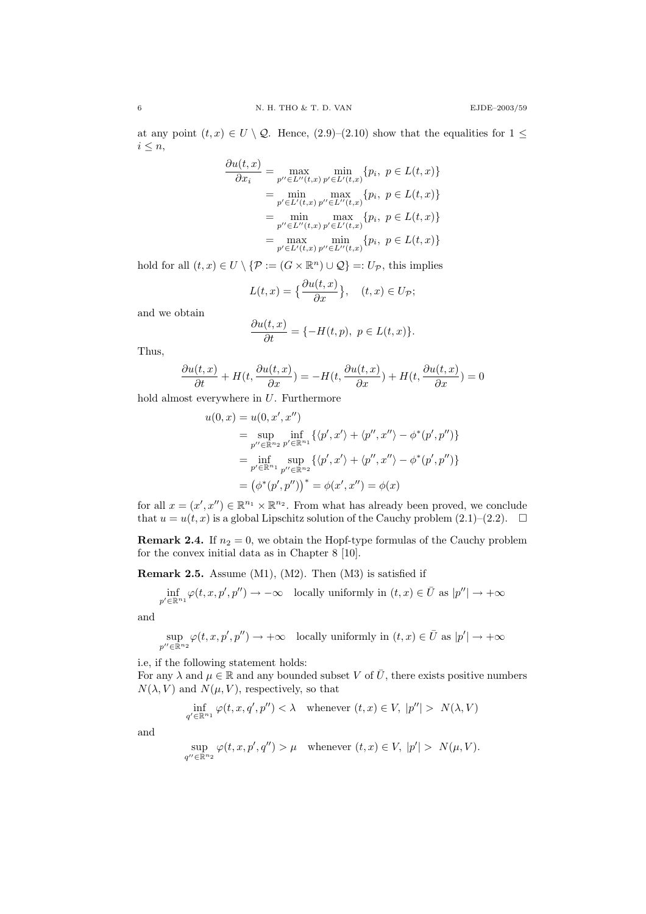at any point $(t, x) \in U \setminus \mathcal{Q}$. Hence, (2.9)–(2.10) show that the equalities for $1 \leq i \leq n$,

$$
\begin{aligned}
\frac{\partial u(t,x)}{\partial x_i} &= \max_{p'' \in L''(t,x)} \min_{p' \in L'(t,x)} \{p_i,\ p \in L(t,x)\} \\
&= \min_{p' \in L'(t,x)} \max_{p'' \in L''(t,x)} \{p_i,\ p \in L(t,x)\} \\
&= \min_{p'' \in L''(t,x)} \max_{p' \in L'(t,x)} \{p_i,\ p \in L(t,x)\} \\
&= \max_{p' \in L'(t,x)} \min_{p'' \in L''(t,x)} \{p_i,\ p \in L(t,x)\}
\end{aligned}
$$

hold for all $(t, x) \in U \setminus \{\mathcal{P} := (G \times \mathbb{R}^n) \cup \mathcal{Q}\} =: U_{\mathcal{P}}$, this implies

$$
L(t,x) = \Big\{\frac{\partial u(t,x)}{\partial x}\Big\}, \quad (t,x) \in U_{\mathcal{P}};
$$

and we obtain

$$
\frac{\partial u(t,x)}{\partial t} = \{-H(t,p),\ p \in L(t,x)\}.
$$

Thus,

$$
\frac{\partial u(t,x)}{\partial t} + H(t, \frac{\partial u(t,x)}{\partial x}) = -H(t, \frac{\partial u(t,x)}{\partial x}) + H(t, \frac{\partial u(t,x)}{\partial x}) = 0
$$

hold almost everywhere in $U$. Furthermore

$$
\begin{aligned}
u(0,x) &= u(0, x', x'') \\
&= \sup_{p'' \in \mathbb{R}^{n_2}} \inf_{p' \in \mathbb{R}^{n_1}} \{\langle p', x' \rangle + \langle p'', x'' \rangle - \phi^*(p', p'')\} \\
&= \inf_{p' \in \mathbb{R}^{n_1}} \sup_{p'' \in \mathbb{R}^{n_2}} \{\langle p', x' \rangle + \langle p'', x'' \rangle - \phi^*(p', p'')\} \\
&= \big(\phi^*(p', p'')\big)^* = \phi(x', x'') = \phi(x)
\end{aligned}
$$

for all $x = (x', x'') \in \mathbb{R}^{n_1} \times \mathbb{R}^{n_2}$. From what has already been proved, we conclude that $u = u(t,x)$ is a global Lipschitz solution of the Cauchy problem (2.1)–(2.2). $\square$

**Remark 2.4.** If $n_2 = 0$, we obtain the Hopf-type formulas of the Cauchy problem for the convex initial data as in Chapter 8 [10].

**Remark 2.5.** Assume (M1), (M2). Then (M3) is satisfied if

$$
\inf_{p' \in \mathbb{R}^{n_1}} \varphi(t, x, p', p'') \to -\infty \quad \text{locally uniformly in } (t,x) \in \bar{U} \text{ as } |p''| \to +\infty
$$

and

$$
\sup_{p'' \in \mathbb{R}^{n_2}} \varphi(t, x, p', p'') \to +\infty \quad \text{locally uniformly in } (t,x) \in \bar{U} \text{ as } |p'| \to +\infty
$$

i.e, if the following statement holds:
For any $\lambda$ and $\mu \in \mathbb{R}$ and any bounded subset $V$ of $\bar{U}$, there exists positive numbers $N(\lambda, V)$ and $N(\mu, V)$, respectively, so that

$$
\inf_{q' \in \mathbb{R}^{n_1}} \varphi(t, x, q', p'') < \lambda \quad \text{whenever } (t,x) \in V,\ |p''| > N(\lambda, V)
$$

and

$$
\sup_{q'' \in \mathbb{R}^{n_2}} \varphi(t, x, p', q'') > \mu \quad \text{whenever } (t,x) \in V,\ |p'| > N(\mu, V).
$$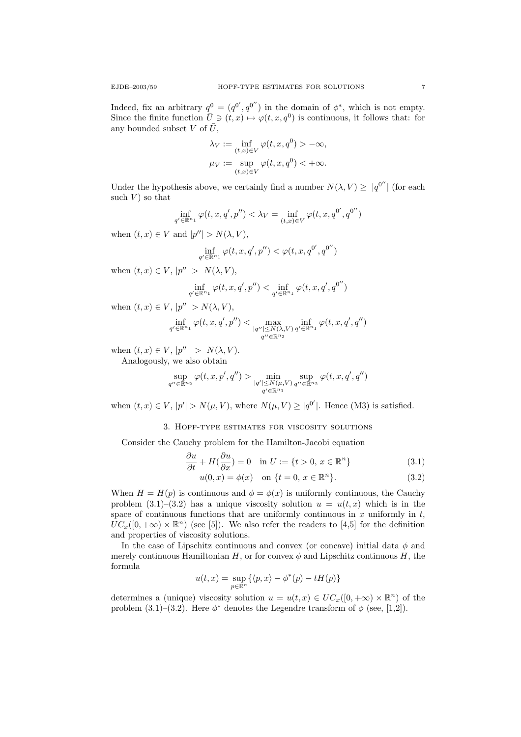Indeed, fix an arbitrary $q^0 = (q^{0'}, q^{0''})$ in the domain of $\phi^*$, which is not empty. Since the finite function $\bar{U} \ni (t,x) \mapsto \varphi(t,x,q^0)$ is continuous, it follows that: for any bounded subset $V$ of $\bar{U}$,

$$\lambda_V := \inf_{(t,x)\in V} \varphi(t,x,q^0) > -\infty,$$

$$\mu_V := \sup_{(t,x)\in V} \varphi(t,x,q^0) < +\infty.$$

Under the hypothesis above, we certainly find a number $N(\lambda, V) \geq |q^{0''}|$ (for each such $V$) so that

$$\inf_{q'\in\mathbb{R}^{n_1}} \varphi(t,x,q',p'') < \lambda_V = \inf_{(t,x)\in V} \varphi(t,x,q^{0'},q^{0''})$$

when $(t,x) \in V$ and $|p''| > N(\lambda, V)$,

$$\inf_{q'\in\mathbb{R}^{n_1}} \varphi(t,x,q',p'') < \varphi(t,x,q^{0'},q^{0''})$$

when $(t,x) \in V$, $|p''| > N(\lambda, V)$,

$$\inf_{q'\in\mathbb{R}^{n_1}} \varphi(t,x,q',p'') < \inf_{q'\in\mathbb{R}^{n_1}} \varphi(t,x,q',q^{0''})$$

when $(t,x) \in V$, $|p''| > N(\lambda, V)$,

$$\inf_{q'\in\mathbb{R}^{n_1}} \varphi(t,x,q',p'') < \max_{\substack{|q''|\leq N(\lambda,V)\\ q''\in\mathbb{R}^{n_2}}} \inf_{q'\in\mathbb{R}^{n_1}} \varphi(t,x,q',q'')$$

when $(t,x) \in V$, $|p''| > N(\lambda, V)$.

Analogously, we also obtain

$$\sup_{q''\in\mathbb{R}^{n_2}} \varphi(t,x,p',q'') > \min_{\substack{|q'|\leq N(\mu,V)\\ q'\in\mathbb{R}^{n_1}}} \sup_{q''\in\mathbb{R}^{n_2}} \varphi(t,x,q',q'')$$

when $(t,x) \in V$, $|p'| > N(\mu, V)$, where $N(\mu, V) \geq |q^{0'}|$. Hence (M3) is satisfied.

## 3. Hopf-type estimates for viscosity solutions

Consider the Cauchy problem for the Hamilton-Jacobi equation

$$\frac{\partial u}{\partial t} + H\Big(\frac{\partial u}{\partial x}\Big) = 0 \quad \text{in } U := \{t > 0,\ x \in \mathbb{R}^n\} \tag{3.1}$$

$$u(0,x) = \phi(x) \quad \text{on } \{t = 0,\ x \in \mathbb{R}^n\}. \tag{3.2}$$

When $H = H(p)$ is continuous and $\phi = \phi(x)$ is uniformly continuous, the Cauchy problem (3.1)–(3.2) has a unique viscosity solution $u = u(t,x)$ which is in the space of continuous functions that are uniformly continuous in $x$ uniformly in $t$, $UC_x([0,+\infty) \times \mathbb{R}^n)$ (see [5]). We also refer the readers to [4,5] for the definition and properties of viscosity solutions.

In the case of Lipschitz continuous and convex (or concave) initial data $\phi$ and merely continuous Hamiltonian $H$, or for convex $\phi$ and Lipschitz continuous $H$, the formula

$$u(t,x) = \sup_{p\in\mathbb{R}^n} \{\langle p, x\rangle - \phi^*(p) - tH(p)\}$$

determines a (unique) viscosity solution $u = u(t,x) \in UC_x([0,+\infty) \times \mathbb{R}^n)$ of the problem (3.1)–(3.2). Here $\phi^*$ denotes the Legendre transform of $\phi$ (see, [1,2]).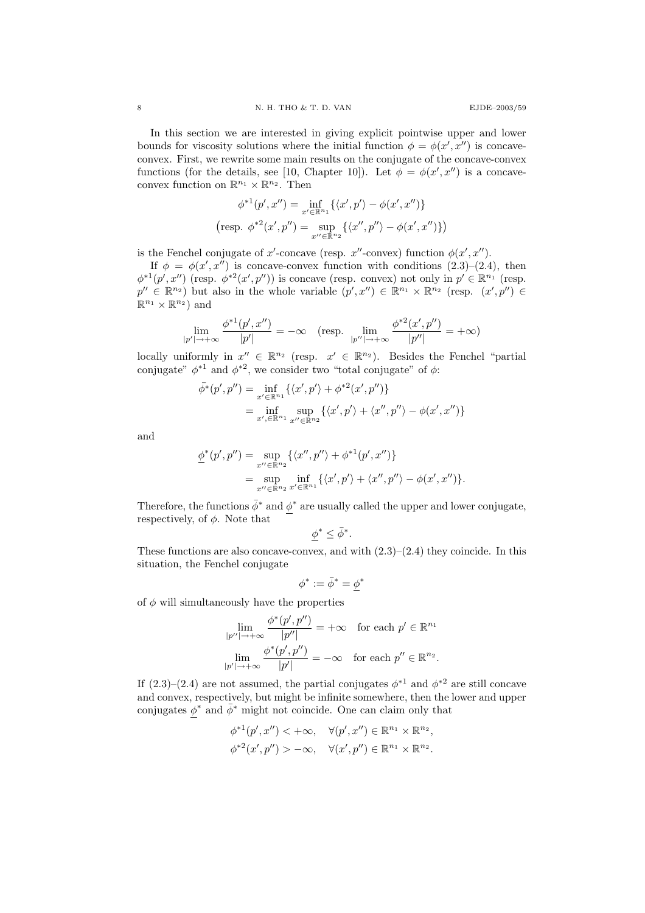In this section we are interested in giving explicit pointwise upper and lower bounds for viscosity solutions where the initial function $\phi = \phi(x', x'')$ is concave-convex. First, we rewrite some main results on the conjugate of the concave-convex functions (for the details, see [10, Chapter 10]). Let $\phi = \phi(x', x'')$ is a concave-convex function on $\mathbb{R}^{n_1} \times \mathbb{R}^{n_2}$. Then

$$\phi^{*1}(p', x'') = \inf_{x' \in \mathbb{R}^{n_1}} \{\langle x', p' \rangle - \phi(x', x'')\}$$

$$\big(\text{resp. } \phi^{*2}(x', p'') = \sup_{x'' \in \mathbb{R}^{n_2}} \{\langle x'', p'' \rangle - \phi(x', x'')\}\big)$$

is the Fenchel conjugate of $x'$-concave (resp. $x''$-convex) function $\phi(x', x'')$.

If $\phi = \phi(x', x'')$ is concave-convex function with conditions (2.3)–(2.4), then $\phi^{*1}(p', x'')$ (resp. $\phi^{*2}(x', p'')$) is concave (resp. convex) not only in $p' \in \mathbb{R}^{n_1}$ (resp. $p'' \in \mathbb{R}^{n_2}$) but also in the whole variable $(p', x'') \in \mathbb{R}^{n_1} \times \mathbb{R}^{n_2}$ (resp. $(x', p'') \in \mathbb{R}^{n_1} \times \mathbb{R}^{n_2}$) and

$$\lim_{|p'| \to +\infty} \frac{\phi^{*1}(p', x'')}{|p'|} = -\infty \quad \Big(\text{resp. } \lim_{|p''| \to +\infty} \frac{\phi^{*2}(x', p'')}{|p''|} = +\infty\Big)$$

locally uniformly in $x'' \in \mathbb{R}^{n_2}$ (resp. $x' \in \mathbb{R}^{n_2}$). Besides the Fenchel "partial conjugate" $\phi^{*1}$ and $\phi^{*2}$, we consider two "total conjugate" of $\phi$:

$$\begin{aligned}
\bar{\phi}^*(p', p'') &= \inf_{x' \in \mathbb{R}^{n_1}} \{\langle x', p' \rangle + \phi^{*2}(x', p'')\} \\
&= \inf_{x', \in \mathbb{R}^{n_1}} \sup_{x'' \in \mathbb{R}^{n_2}} \{\langle x', p' \rangle + \langle x'', p'' \rangle - \phi(x', x'')\}
\end{aligned}$$

and

$$\begin{aligned}
\underline{\phi}^*(p', p'') &= \sup_{x'' \in \mathbb{R}^{n_2}} \{\langle x'', p'' \rangle + \phi^{*1}(p', x'')\} \\
&= \sup_{x'' \in \mathbb{R}^{n_2}} \inf_{x' \in \mathbb{R}^{n_1}} \{\langle x', p' \rangle + \langle x'', p'' \rangle - \phi(x', x'')\}.
\end{aligned}$$

Therefore, the functions $\bar{\phi}^*$ and $\underline{\phi}^*$ are usually called the upper and lower conjugate, respectively, of $\phi$. Note that

$$\underline{\phi}^* \le \bar{\phi}^*.$$

These functions are also concave-convex, and with (2.3)–(2.4) they coincide. In this situation, the Fenchel conjugate

$$\phi^* := \bar{\phi}^* = \underline{\phi}^*$$

of $\phi$ will simultaneously have the properties

$$\lim_{|p''| \to +\infty} \frac{\phi^*(p', p'')}{|p''|} = +\infty \quad \text{for each } p' \in \mathbb{R}^{n_1}$$

$$\lim_{|p'| \to +\infty} \frac{\phi^*(p', p'')}{|p'|} = -\infty \quad \text{for each } p'' \in \mathbb{R}^{n_2}.$$

If (2.3)–(2.4) are not assumed, the partial conjugates $\phi^{*1}$ and $\phi^{*2}$ are still concave and convex, respectively, but might be infinite somewhere, then the lower and upper conjugates $\underline{\phi}^*$ and $\bar{\phi}^*$ might not coincide. One can claim only that

$$\phi^{*1}(p', x'') < +\infty, \quad \forall (p', x'') \in \mathbb{R}^{n_1} \times \mathbb{R}^{n_2},$$

$$\phi^{*2}(x', p'') > -\infty, \quad \forall (x', p'') \in \mathbb{R}^{n_1} \times \mathbb{R}^{n_2}.$$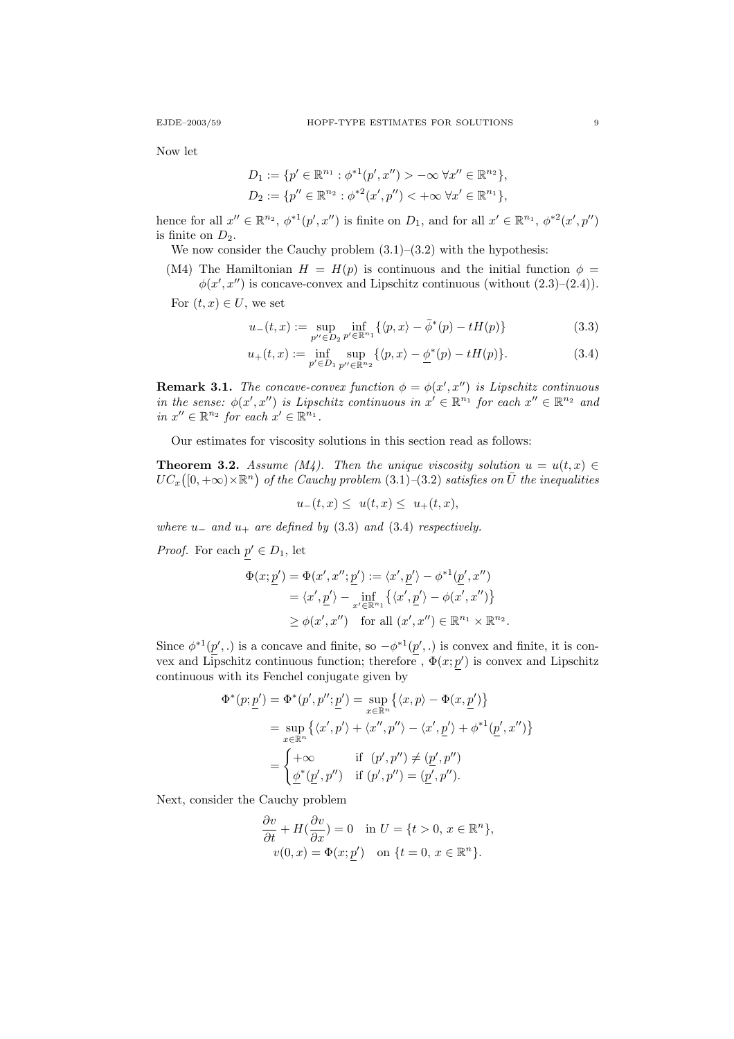Now let

$$D_1 := \{p' \in \mathbb{R}^{n_1} : \phi^{*1}(p', x'') > -\infty \ \forall x'' \in \mathbb{R}^{n_2}\},$$
$$D_2 := \{p'' \in \mathbb{R}^{n_2} : \phi^{*2}(x', p'') < +\infty \ \forall x' \in \mathbb{R}^{n_1}\},$$

hence for all $x'' \in \mathbb{R}^{n_2}$, $\phi^{*1}(p', x'')$ is finite on $D_1$, and for all $x' \in \mathbb{R}^{n_1}$, $\phi^{*2}(x', p'')$ is finite on $D_2$.

We now consider the Cauchy problem (3.1)–(3.2) with the hypothesis:

(M4) The Hamiltonian $H = H(p)$ is continuous and the initial function $\phi = \phi(x', x'')$ is concave-convex and Lipschitz continuous (without (2.3)–(2.4)).

For $(t, x) \in U$, we set

$$u_-(t,x) := \sup_{p'' \in D_2} \inf_{p' \in \mathbb{R}^{n_1}} \{\langle p, x\rangle - \bar{\phi}^*(p) - tH(p)\} \tag{3.3}$$

$$u_+(t,x) := \inf_{p' \in D_1} \sup_{p'' \in \mathbb{R}^{n_2}} \{\langle p, x\rangle - \underline{\phi}^*(p) - tH(p)\}. \tag{3.4}$$

**Remark 3.1.** *The concave-convex function $\phi = \phi(x', x'')$ is Lipschitz continuous in the sense: $\phi(x', x'')$ is Lipschitz continuous in $x' \in \mathbb{R}^{n_1}$ for each $x'' \in \mathbb{R}^{n_2}$ and in $x'' \in \mathbb{R}^{n_2}$ for each $x' \in \mathbb{R}^{n_1}$.*

Our estimates for viscosity solutions in this section read as follows:

**Theorem 3.2.** *Assume (M4). Then the unique viscosity solution $u = u(t,x) \in UC_x\big([0,+\infty)\times\mathbb{R}^n\big)$ of the Cauchy problem (3.1)–(3.2) satisfies on $\bar{U}$ the inequalities*

$$u_-(t,x) \le \ u(t,x) \le \ u_+(t,x),$$

*where $u_-$ and $u_+$ are defined by (3.3) and (3.4) respectively.*

*Proof.* For each $\underline{p}' \in D_1$, let

$$\begin{aligned}
\Phi(x; \underline{p}') = \Phi(x', x''; \underline{p}') &:= \langle x', \underline{p}'\rangle - \phi^{*1}(\underline{p}', x'') \\
&= \langle x', \underline{p}'\rangle - \inf_{x' \in \mathbb{R}^{n_1}} \big\{\langle x', \underline{p}'\rangle - \phi(x', x'')\big\} \\
&\ge \phi(x', x'') \quad \text{for all } (x', x'') \in \mathbb{R}^{n_1} \times \mathbb{R}^{n_2}.
\end{aligned}$$

Since $\phi^{*1}(\underline{p}', .)$ is a concave and finite, so $-\phi^{*1}(\underline{p}', .)$ is convex and finite, it is convex and Lipschitz continuous function; therefore , $\Phi(x; \underline{p}')$ is convex and Lipschitz continuous with its Fenchel conjugate given by

$$\begin{aligned}
\Phi^*(p; \underline{p}') = \Phi^*(p', p''; \underline{p}') &= \sup_{x \in \mathbb{R}^n} \big\{\langle x, p\rangle - \Phi(x, \underline{p}')\big\} \\
&= \sup_{x \in \mathbb{R}^n} \big\{\langle x', p'\rangle + \langle x'', p''\rangle - \langle x', \underline{p}'\rangle + \phi^{*1}(\underline{p}', x'')\big\} \\
&= \begin{cases} +\infty & \text{if } (p', p'') \neq (\underline{p}', p'') \\ \underline{\phi}^*(\underline{p}', p'') & \text{if } (p', p'') = (\underline{p}', p''). \end{cases}
\end{aligned}$$

Next, consider the Cauchy problem

$$\begin{aligned}
\frac{\partial v}{\partial t} + H\big(\frac{\partial v}{\partial x}\big) = 0 \quad &\text{in } U = \{t > 0,\ x \in \mathbb{R}^n\}, \\
v(0, x) = \Phi(x; \underline{p}') \quad &\text{on } \{t = 0,\ x \in \mathbb{R}^n\}.
\end{aligned}$$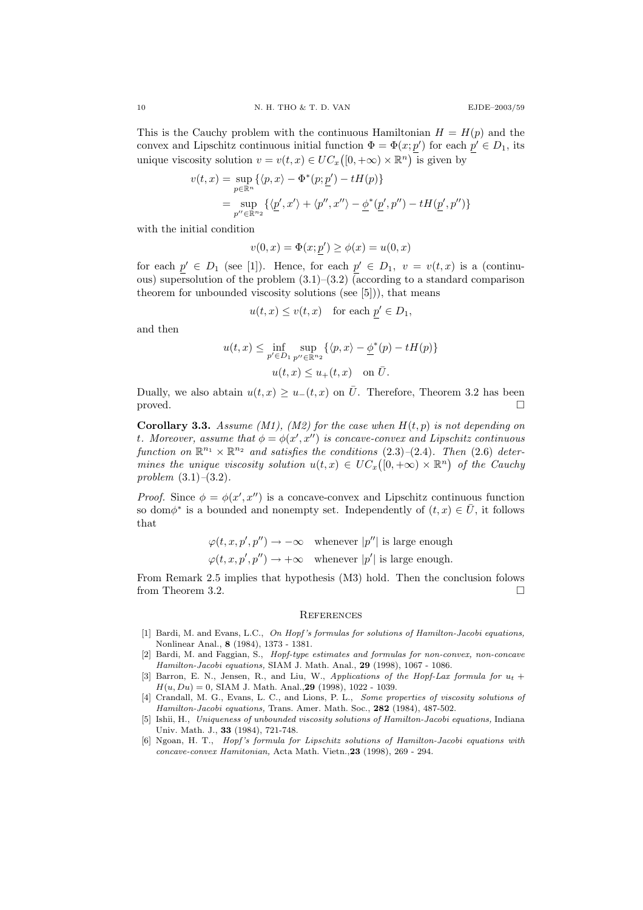This is the Cauchy problem with the continuous Hamiltonian $H = H(p)$ and the convex and Lipschitz continuous initial function $\Phi = \Phi(x; \underline{p}')$ for each $\underline{p}' \in D_1$, its unique viscosity solution $v = v(t, x) \in UC_x\big([0, +\infty) \times \mathbb{R}^n\big)$ is given by

$$
\begin{aligned}
v(t, x) &= \sup_{p \in \mathbb{R}^n} \{\langle p, x\rangle - \Phi^*(p; \underline{p}') - tH(p)\} \\
&= \sup_{p'' \in \mathbb{R}^{n_2}} \{\langle \underline{p}', x'\rangle + \langle p'', x''\rangle - \underline{\phi}^*(\underline{p}', p'') - tH(\underline{p}', p'')\}
\end{aligned}
$$

with the initial condition

$$
v(0, x) = \Phi(x; \underline{p}') \geq \phi(x) = u(0, x)
$$

for each $\underline{p}' \in D_1$ (see [1]). Hence, for each $\underline{p}' \in D_1$, $v = v(t, x)$ is a (continuous) supersolution of the problem (3.1)–(3.2) (according to a standard comparison theorem for unbounded viscosity solutions (see [5])), that means

$$
u(t, x) \leq v(t, x) \quad \text{for each } \underline{p}' \in D_1,
$$

and then

$$
\begin{gathered}
u(t, x) \leq \inf_{p' \in D_1} \sup_{p'' \in \mathbb{R}^{n_2}} \{\langle p, x\rangle - \underline{\phi}^*(p) - tH(p)\} \\
u(t, x) \leq u_+(t, x) \quad \text{on } \bar{U}.
\end{gathered}
$$

Dually, we also abtain $u(t, x) \geq u_-(t, x)$ on $\bar{U}$. Therefore, Theorem 3.2 has been proved. □

**Corollary 3.3.** *Assume (M1), (M2) for the case when $H(t, p)$ is not depending on $t$. Moreover, assume that $\phi = \phi(x', x'')$ is concave-convex and Lipschitz continuous function on $\mathbb{R}^{n_1} \times \mathbb{R}^{n_2}$ and satisfies the conditions* (2.3)–(2.4)*. Then* (2.6) *determines the unique viscosity solution $u(t, x) \in UC_x\big([0, +\infty) \times \mathbb{R}^n\big)$ of the Cauchy problem* (3.1)–(3.2)*.*

*Proof.* Since $\phi = \phi(x', x'')$ is a concave-convex and Lipschitz continuous function so $\mathrm{dom}\phi^*$ is a bounded and nonempty set. Independently of $(t, x) \in \bar{U}$, it follows that

$$
\begin{aligned}
&\varphi(t, x, p', p'') \to -\infty \quad \text{whenever } |p''| \text{ is large enough} \\
&\varphi(t, x, p', p'') \to +\infty \quad \text{whenever } |p'| \text{ is large enough.}
\end{aligned}
$$

From Remark 2.5 implies that hypothesis (M3) hold. Then the conclusion folows from Theorem 3.2. □

## References

[1] Bardi, M. and Evans, L.C., *On Hopf's formulas for solutions of Hamilton-Jacobi equations,* Nonlinear Anal., **8** (1984), 1373 - 1381.

[2] Bardi, M. and Faggian, S., *Hopf-type estimates and formulas for non-convex, non-concave Hamilton-Jacobi equations,* SIAM J. Math. Anal., **29** (1998), 1067 - 1086.

[3] Barron, E. N., Jensen, R., and Liu, W., *Applications of the Hopf-Lax formula for $u_t + H(u, Du) = 0$,* SIAM J. Math. Anal.,**29** (1998), 1022 - 1039.

[4] Crandall, M. G., Evans, L. C., and Lions, P. L., *Some properties of viscosity solutions of Hamilton-Jacobi equations,* Trans. Amer. Math. Soc., **282** (1984), 487-502.

[5] Ishii, H., *Uniqueness of unbounded viscosity solutions of Hamilton-Jacobi equations,* Indiana Univ. Math. J., **33** (1984), 721-748.

[6] Ngoan, H. T., *Hopf's formula for Lipschitz solutions of Hamilton-Jacobi equations with concave-convex Hamitonian,* Acta Math. Vietn.,**23** (1998), 269 - 294.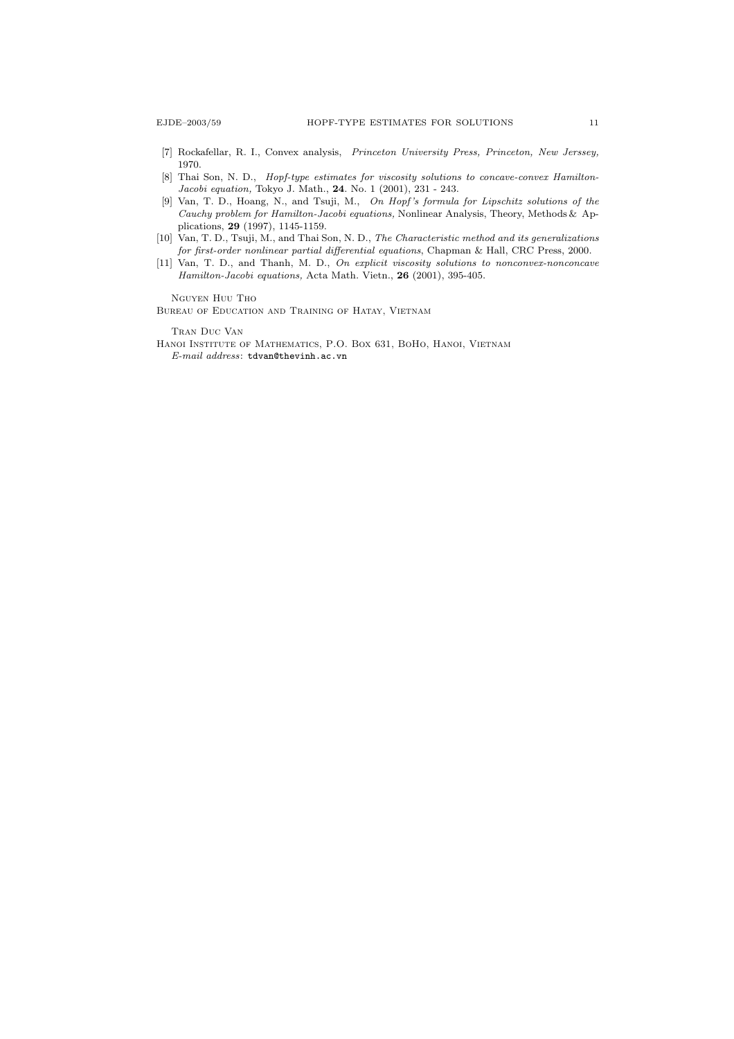[7] Rockafellar, R. I., Convex analysis, *Princeton University Press, Princeton, New Jerssey,* 1970.

[8] Thai Son, N. D., *Hopf-type estimates for viscosity solutions to concave-convex Hamilton-Jacobi equation,* Tokyo J. Math., **24**. No. 1 (2001), 231 - 243.

[9] Van, T. D., Hoang, N., and Tsuji, M., *On Hopf's formula for Lipschitz solutions of the Cauchy problem for Hamilton-Jacobi equations,* Nonlinear Analysis, Theory, Methods & Applications, **29** (1997), 1145-1159.

[10] Van, T. D., Tsuji, M., and Thai Son, N. D., *The Characteristic method and its generalizations for first-order nonlinear partial differential equations*, Chapman & Hall, CRC Press, 2000.

[11] Van, T. D., and Thanh, M. D., *On explicit viscosity solutions to nonconvex-nonconcave Hamilton-Jacobi equations,* Acta Math. Vietn., **26** (2001), 395-405.

Nguyen Huu Tho

Bureau of Education and Training of Hatay, Vietnam

Tran Duc Van

Hanoi Institute of Mathematics, P.O. Box 631, BoHo, Hanoi, Vietnam

*E-mail address*: tdvan@thevinh.ac.vn